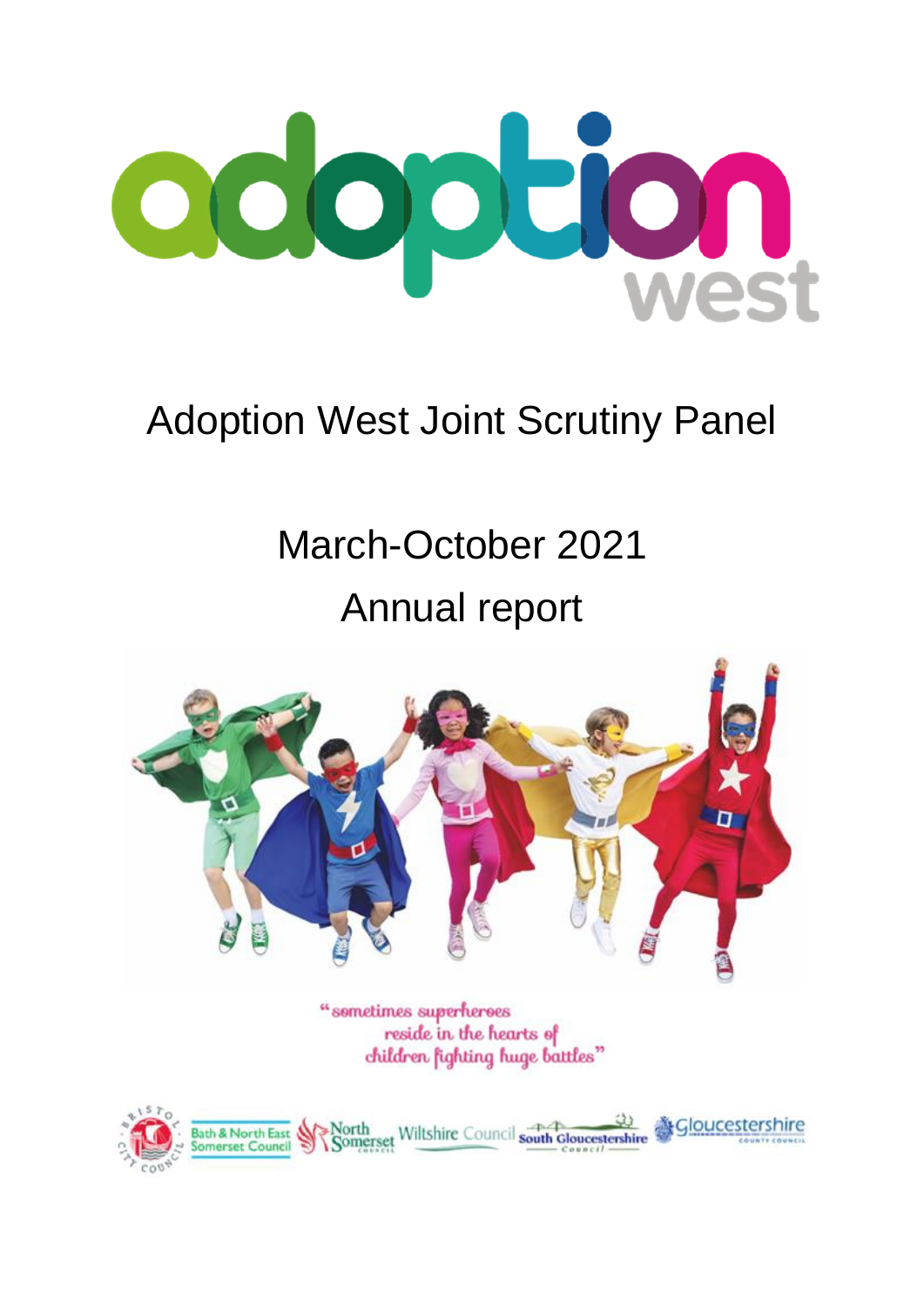# adoption west

# Adoption West Joint Scrutiny Panel

## March-October 2021

## Annual report

"sometimes superheroes reside in the hearts of children fighting huge battles"

Bristol City Council | Bath & North East Somerset Council | North Somerset Council | Wiltshire Council | South Gloucestershire Council | Gloucestershire County Council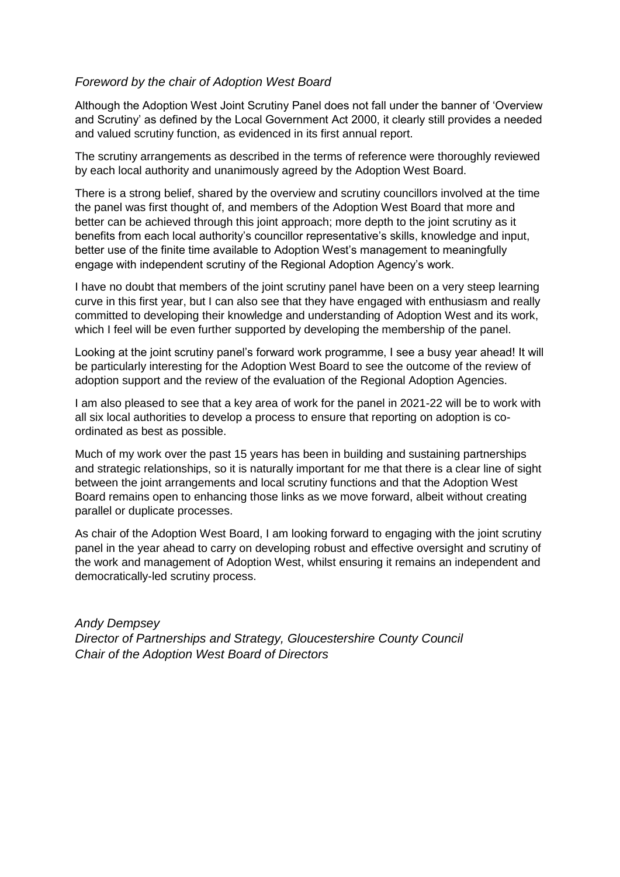*Foreword by the chair of Adoption West Board*

Although the Adoption West Joint Scrutiny Panel does not fall under the banner of 'Overview and Scrutiny' as defined by the Local Government Act 2000, it clearly still provides a needed and valued scrutiny function, as evidenced in its first annual report.

The scrutiny arrangements as described in the terms of reference were thoroughly reviewed by each local authority and unanimously agreed by the Adoption West Board.

There is a strong belief, shared by the overview and scrutiny councillors involved at the time the panel was first thought of, and members of the Adoption West Board that more and better can be achieved through this joint approach; more depth to the joint scrutiny as it benefits from each local authority's councillor representative's skills, knowledge and input, better use of the finite time available to Adoption West's management to meaningfully engage with independent scrutiny of the Regional Adoption Agency's work.

I have no doubt that members of the joint scrutiny panel have been on a very steep learning curve in this first year, but I can also see that they have engaged with enthusiasm and really committed to developing their knowledge and understanding of Adoption West and its work, which I feel will be even further supported by developing the membership of the panel.

Looking at the joint scrutiny panel's forward work programme, I see a busy year ahead! It will be particularly interesting for the Adoption West Board to see the outcome of the review of adoption support and the review of the evaluation of the Regional Adoption Agencies.

I am also pleased to see that a key area of work for the panel in 2021-22 will be to work with all six local authorities to develop a process to ensure that reporting on adoption is co-ordinated as best as possible.

Much of my work over the past 15 years has been in building and sustaining partnerships and strategic relationships, so it is naturally important for me that there is a clear line of sight between the joint arrangements and local scrutiny functions and that the Adoption West Board remains open to enhancing those links as we move forward, albeit without creating parallel or duplicate processes.

As chair of the Adoption West Board, I am looking forward to engaging with the joint scrutiny panel in the year ahead to carry on developing robust and effective oversight and scrutiny of the work and management of Adoption West, whilst ensuring it remains an independent and democratically-led scrutiny process.

*Andy Dempsey*
*Director of Partnerships and Strategy, Gloucestershire County Council*
*Chair of the Adoption West Board of Directors*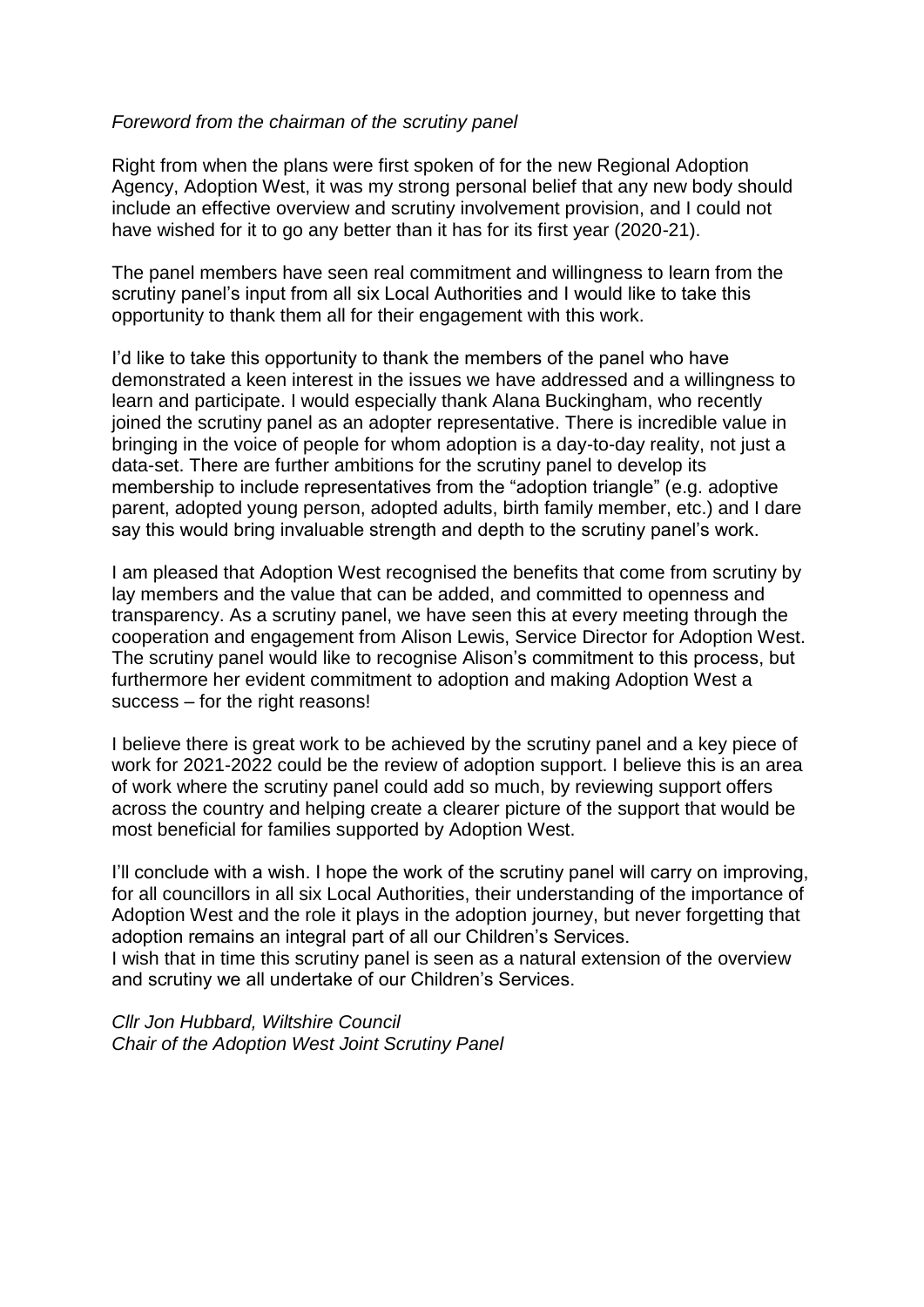*Foreword from the chairman of the scrutiny panel*

Right from when the plans were first spoken of for the new Regional Adoption Agency, Adoption West, it was my strong personal belief that any new body should include an effective overview and scrutiny involvement provision, and I could not have wished for it to go any better than it has for its first year (2020-21).

The panel members have seen real commitment and willingness to learn from the scrutiny panel's input from all six Local Authorities and I would like to take this opportunity to thank them all for their engagement with this work.

I'd like to take this opportunity to thank the members of the panel who have demonstrated a keen interest in the issues we have addressed and a willingness to learn and participate. I would especially thank Alana Buckingham, who recently joined the scrutiny panel as an adopter representative. There is incredible value in bringing in the voice of people for whom adoption is a day-to-day reality, not just a data-set. There are further ambitions for the scrutiny panel to develop its membership to include representatives from the "adoption triangle" (e.g. adoptive parent, adopted young person, adopted adults, birth family member, etc.) and I dare say this would bring invaluable strength and depth to the scrutiny panel's work.

I am pleased that Adoption West recognised the benefits that come from scrutiny by lay members and the value that can be added, and committed to openness and transparency. As a scrutiny panel, we have seen this at every meeting through the cooperation and engagement from Alison Lewis, Service Director for Adoption West. The scrutiny panel would like to recognise Alison's commitment to this process, but furthermore her evident commitment to adoption and making Adoption West a success – for the right reasons!

I believe there is great work to be achieved by the scrutiny panel and a key piece of work for 2021-2022 could be the review of adoption support. I believe this is an area of work where the scrutiny panel could add so much, by reviewing support offers across the country and helping create a clearer picture of the support that would be most beneficial for families supported by Adoption West.

I'll conclude with a wish. I hope the work of the scrutiny panel will carry on improving, for all councillors in all six Local Authorities, their understanding of the importance of Adoption West and the role it plays in the adoption journey, but never forgetting that adoption remains an integral part of all our Children's Services.
I wish that in time this scrutiny panel is seen as a natural extension of the overview and scrutiny we all undertake of our Children's Services.

*Cllr Jon Hubbard, Wiltshire Council*
*Chair of the Adoption West Joint Scrutiny Panel*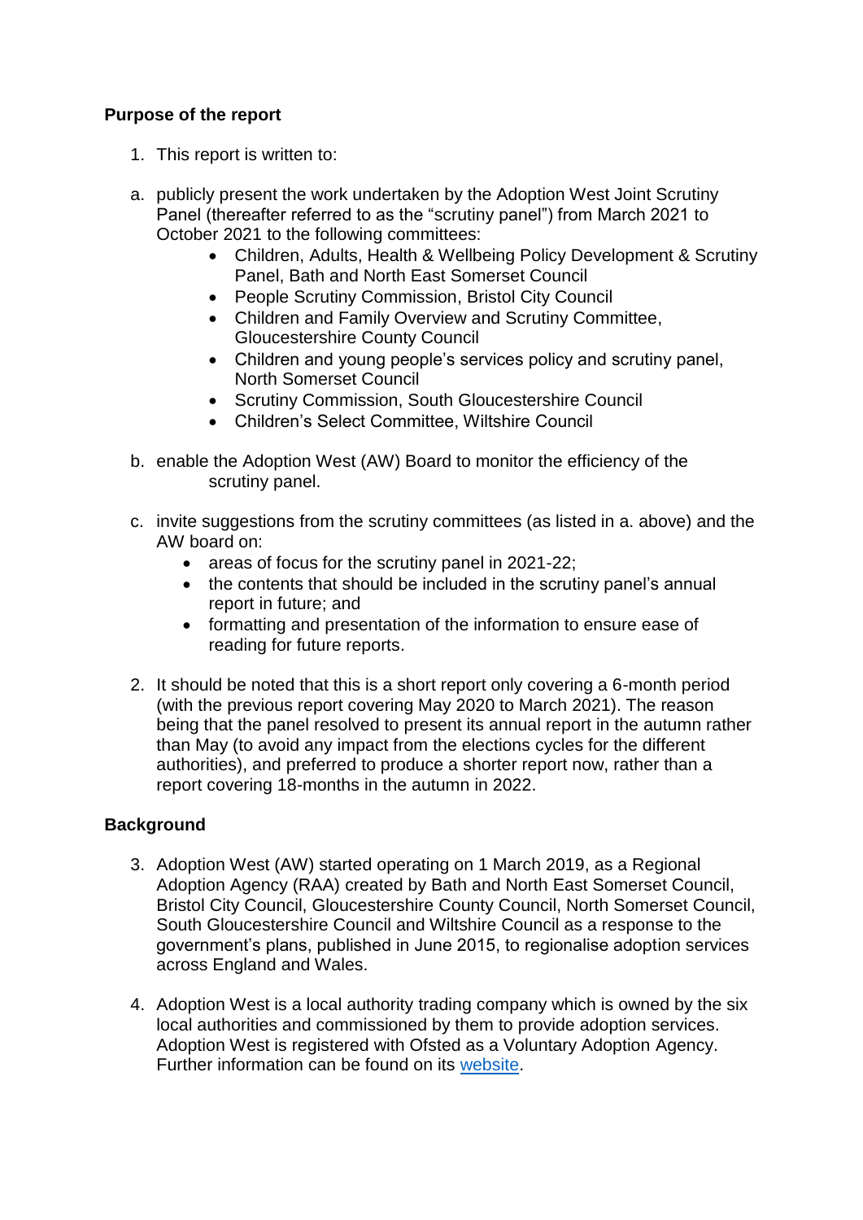## Purpose of the report

1. This report is written to:

a. publicly present the work undertaken by the Adoption West Joint Scrutiny Panel (thereafter referred to as the "scrutiny panel") from March 2021 to October 2021 to the following committees:
    - Children, Adults, Health & Wellbeing Policy Development & Scrutiny Panel, Bath and North East Somerset Council
    - People Scrutiny Commission, Bristol City Council
    - Children and Family Overview and Scrutiny Committee, Gloucestershire County Council
    - Children and young people's services policy and scrutiny panel, North Somerset Council
    - Scrutiny Commission, South Gloucestershire Council
    - Children's Select Committee, Wiltshire Council

b. enable the Adoption West (AW) Board to monitor the efficiency of the scrutiny panel.

c. invite suggestions from the scrutiny committees (as listed in a. above) and the AW board on:
    - areas of focus for the scrutiny panel in 2021-22;
    - the contents that should be included in the scrutiny panel's annual report in future; and
    - formatting and presentation of the information to ensure ease of reading for future reports.

2. It should be noted that this is a short report only covering a 6-month period (with the previous report covering May 2020 to March 2021). The reason being that the panel resolved to present its annual report in the autumn rather than May (to avoid any impact from the elections cycles for the different authorities), and preferred to produce a shorter report now, rather than a report covering 18-months in the autumn in 2022.

## Background

3. Adoption West (AW) started operating on 1 March 2019, as a Regional Adoption Agency (RAA) created by Bath and North East Somerset Council, Bristol City Council, Gloucestershire County Council, North Somerset Council, South Gloucestershire Council and Wiltshire Council as a response to the government's plans, published in June 2015, to regionalise adoption services across England and Wales.

4. Adoption West is a local authority trading company which is owned by the six local authorities and commissioned by them to provide adoption services. Adoption West is registered with Ofsted as a Voluntary Adoption Agency. Further information can be found on its website.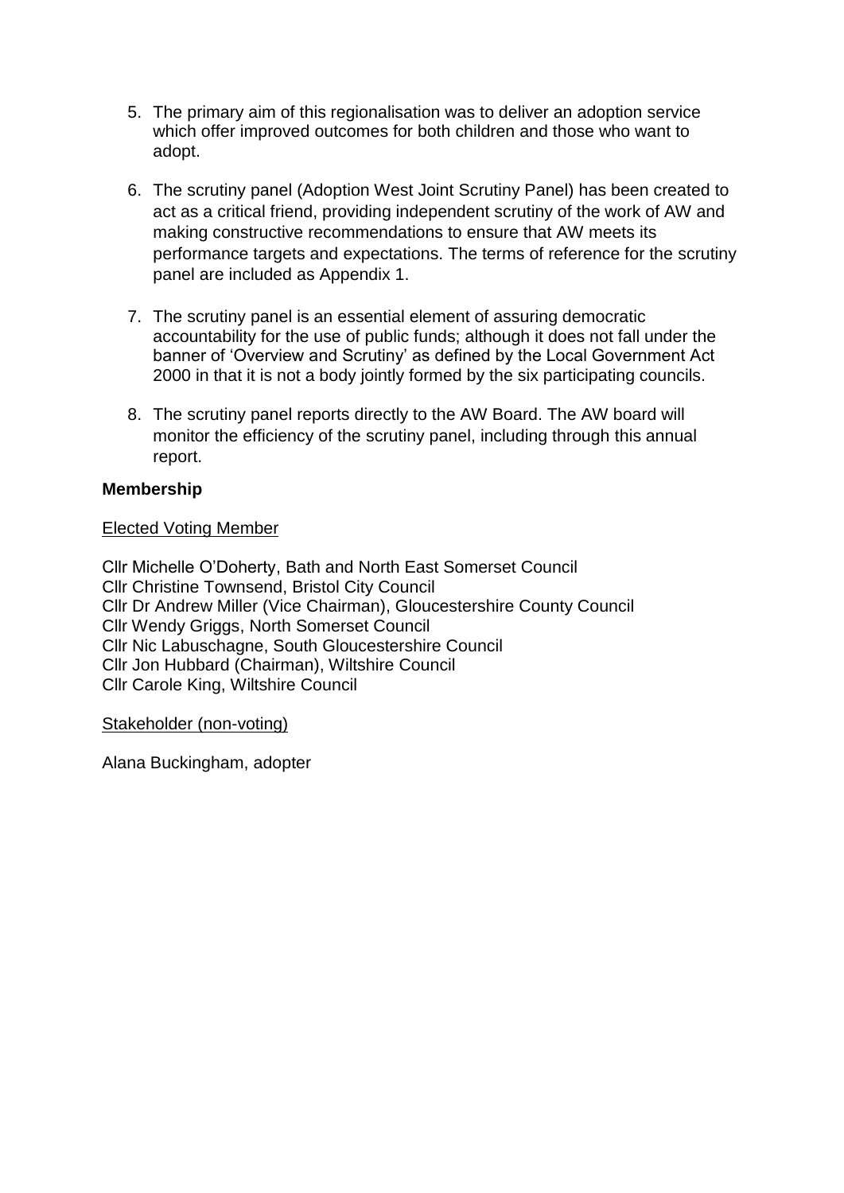5. The primary aim of this regionalisation was to deliver an adoption service which offer improved outcomes for both children and those who want to adopt.

6. The scrutiny panel (Adoption West Joint Scrutiny Panel) has been created to act as a critical friend, providing independent scrutiny of the work of AW and making constructive recommendations to ensure that AW meets its performance targets and expectations. The terms of reference for the scrutiny panel are included as Appendix 1.

7. The scrutiny panel is an essential element of assuring democratic accountability for the use of public funds; although it does not fall under the banner of 'Overview and Scrutiny' as defined by the Local Government Act 2000 in that it is not a body jointly formed by the six participating councils.

8. The scrutiny panel reports directly to the AW Board. The AW board will monitor the efficiency of the scrutiny panel, including through this annual report.

**Membership**

<u>Elected Voting Member</u>

Cllr Michelle O'Doherty, Bath and North East Somerset Council
Cllr Christine Townsend, Bristol City Council
Cllr Dr Andrew Miller (Vice Chairman), Gloucestershire County Council
Cllr Wendy Griggs, North Somerset Council
Cllr Nic Labuschagne, South Gloucestershire Council
Cllr Jon Hubbard (Chairman), Wiltshire Council
Cllr Carole King, Wiltshire Council

<u>Stakeholder (non-voting)</u>

Alana Buckingham, adopter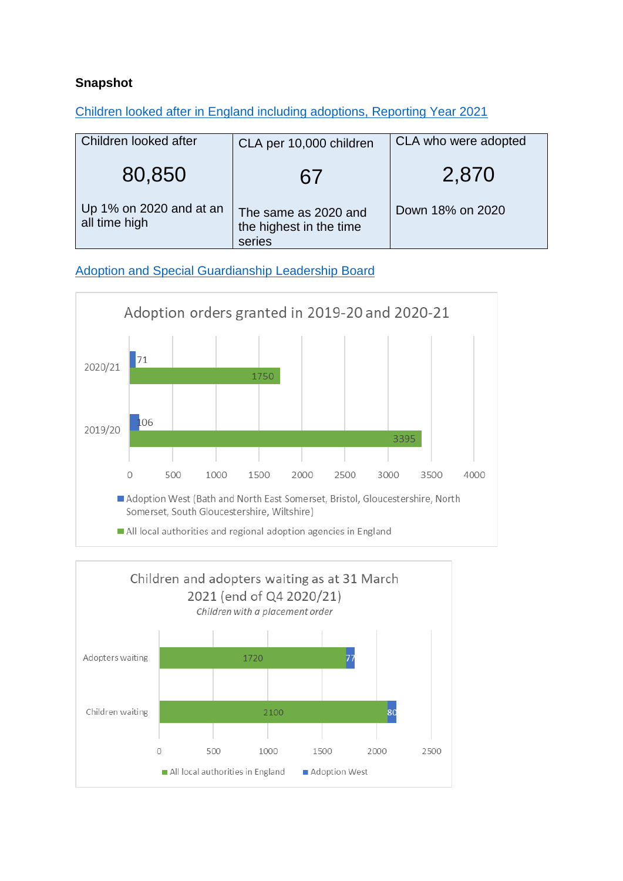**Snapshot**

[Children looked after in England including adoptions, Reporting Year 2021]

| Children looked after | CLA per 10,000 children | CLA who were adopted |
|---|---|---|
| 80,850 | 67 | 2,870 |
| Up 1% on 2020 and at an all time high | The same as 2020 and the highest in the time series | Down 18% on 2020 |

[Adoption and Special Guardianship Leadership Board]

Adoption orders granted in 2019-20 and 2020-21

| | Adoption West (Bath and North East Somerset, Bristol, Gloucestershire, North Somerset, South Gloucestershire, Wiltshire) | All local authorities and regional adoption agencies in England |
|---|---|---|
| 2020/21 | 71 | 1750 |
| 2019/20 | 106 | 3395 |

Children and adopters waiting as at 31 March 2021 (end of Q4 2020/21)

*Children with a placement order*

| | All local authorities in England | Adoption West |
|---|---|---|
| Adopters waiting | 1720 | 77 |
| Children waiting | 2100 | 80 |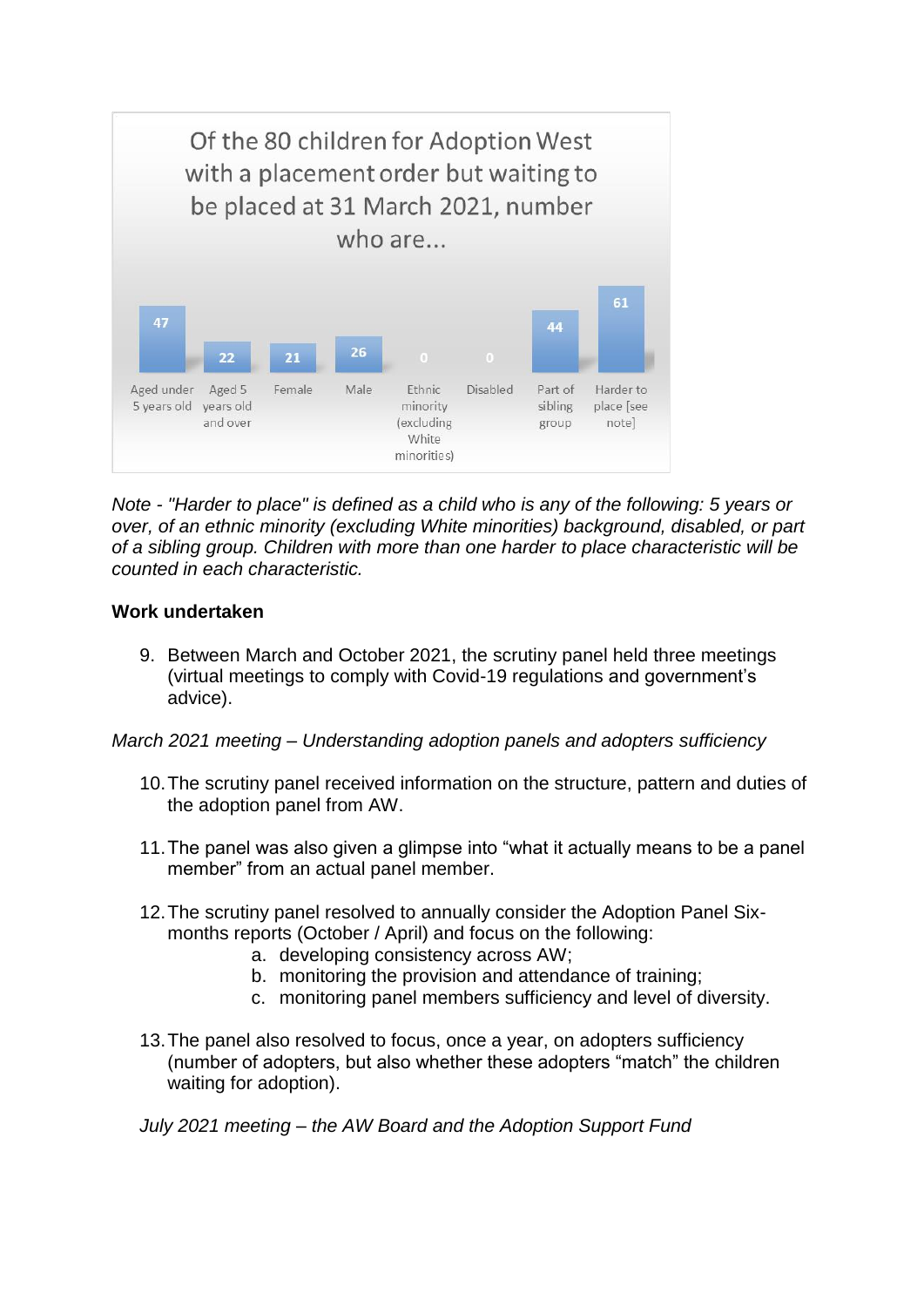Of the 80 children for Adoption West with a placement order but waiting to be placed at 31 March 2021, number who are...

| Aged under 5 years old | Aged 5 years old and over | Female | Male | Ethnic minority (excluding White minorities) | Disabled | Part of sibling group | Harder to place [see note] |
|---|---|---|---|---|---|---|---|
| 47 | 22 | 21 | 26 | 0 | 0 | 44 | 61 |

*Note - "Harder to place" is defined as a child who is any of the following: 5 years or over, of an ethnic minority (excluding White minorities) background, disabled, or part of a sibling group. Children with more than one harder to place characteristic will be counted in each characteristic.*

**Work undertaken**

9. Between March and October 2021, the scrutiny panel held three meetings (virtual meetings to comply with Covid-19 regulations and government's advice).

*March 2021 meeting – Understanding adoption panels and adopters sufficiency*

10. The scrutiny panel received information on the structure, pattern and duties of the adoption panel from AW.

11. The panel was also given a glimpse into "what it actually means to be a panel member" from an actual panel member.

12. The scrutiny panel resolved to annually consider the Adoption Panel Six-months reports (October / April) and focus on the following:
    a. developing consistency across AW;
    b. monitoring the provision and attendance of training;
    c. monitoring panel members sufficiency and level of diversity.

13. The panel also resolved to focus, once a year, on adopters sufficiency (number of adopters, but also whether these adopters "match" the children waiting for adoption).

*July 2021 meeting – the AW Board and the Adoption Support Fund*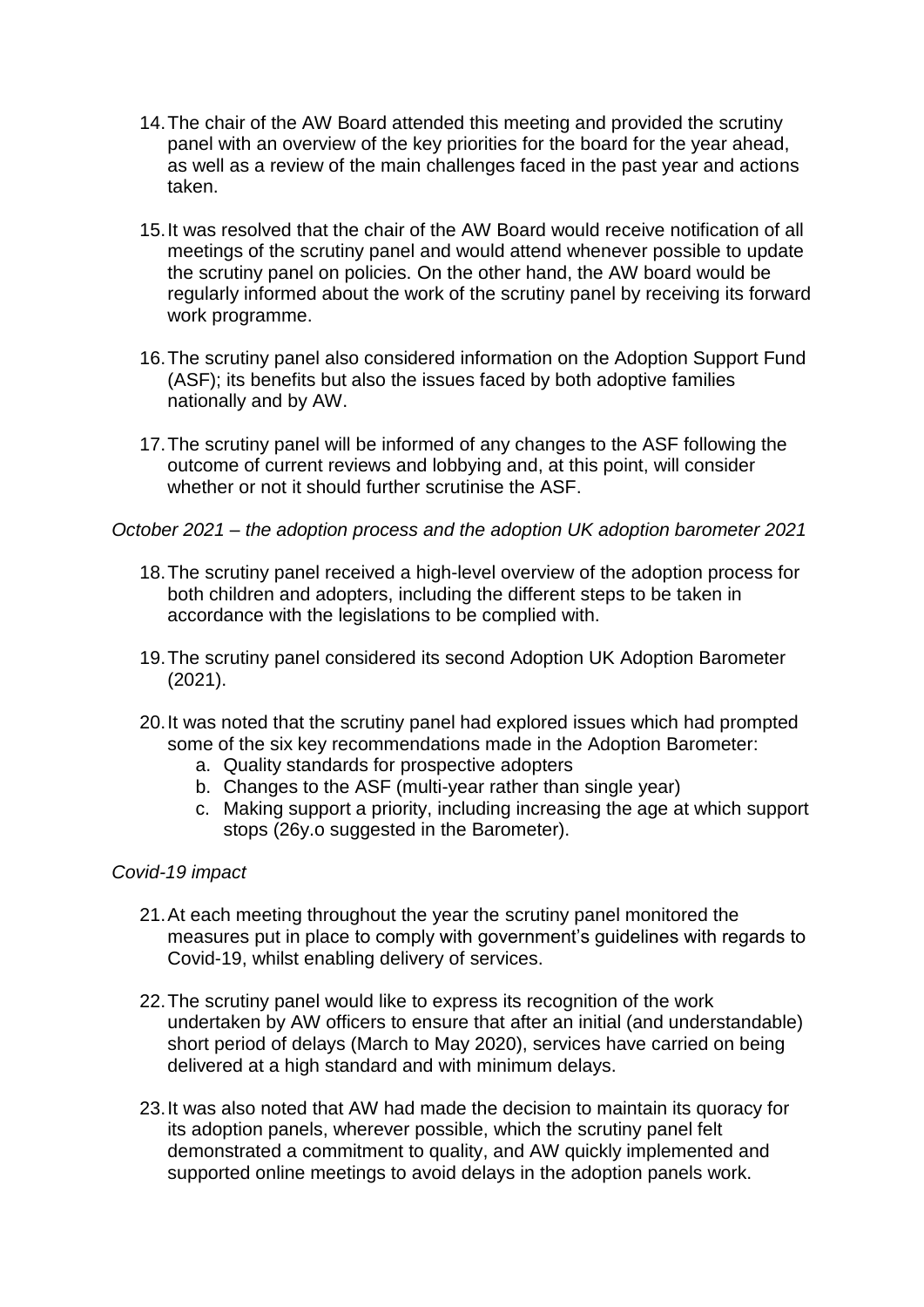14. The chair of the AW Board attended this meeting and provided the scrutiny panel with an overview of the key priorities for the board for the year ahead, as well as a review of the main challenges faced in the past year and actions taken.

15. It was resolved that the chair of the AW Board would receive notification of all meetings of the scrutiny panel and would attend whenever possible to update the scrutiny panel on policies. On the other hand, the AW board would be regularly informed about the work of the scrutiny panel by receiving its forward work programme.

16. The scrutiny panel also considered information on the Adoption Support Fund (ASF); its benefits but also the issues faced by both adoptive families nationally and by AW.

17. The scrutiny panel will be informed of any changes to the ASF following the outcome of current reviews and lobbying and, at this point, will consider whether or not it should further scrutinise the ASF.

*October 2021 – the adoption process and the adoption UK adoption barometer 2021*

18. The scrutiny panel received a high-level overview of the adoption process for both children and adopters, including the different steps to be taken in accordance with the legislations to be complied with.

19. The scrutiny panel considered its second Adoption UK Adoption Barometer (2021).

20. It was noted that the scrutiny panel had explored issues which had prompted some of the six key recommendations made in the Adoption Barometer:
    a. Quality standards for prospective adopters
    b. Changes to the ASF (multi-year rather than single year)
    c. Making support a priority, including increasing the age at which support stops (26y.o suggested in the Barometer).

*Covid-19 impact*

21. At each meeting throughout the year the scrutiny panel monitored the measures put in place to comply with government's guidelines with regards to Covid-19, whilst enabling delivery of services.

22. The scrutiny panel would like to express its recognition of the work undertaken by AW officers to ensure that after an initial (and understandable) short period of delays (March to May 2020), services have carried on being delivered at a high standard and with minimum delays.

23. It was also noted that AW had made the decision to maintain its quoracy for its adoption panels, wherever possible, which the scrutiny panel felt demonstrated a commitment to quality, and AW quickly implemented and supported online meetings to avoid delays in the adoption panels work.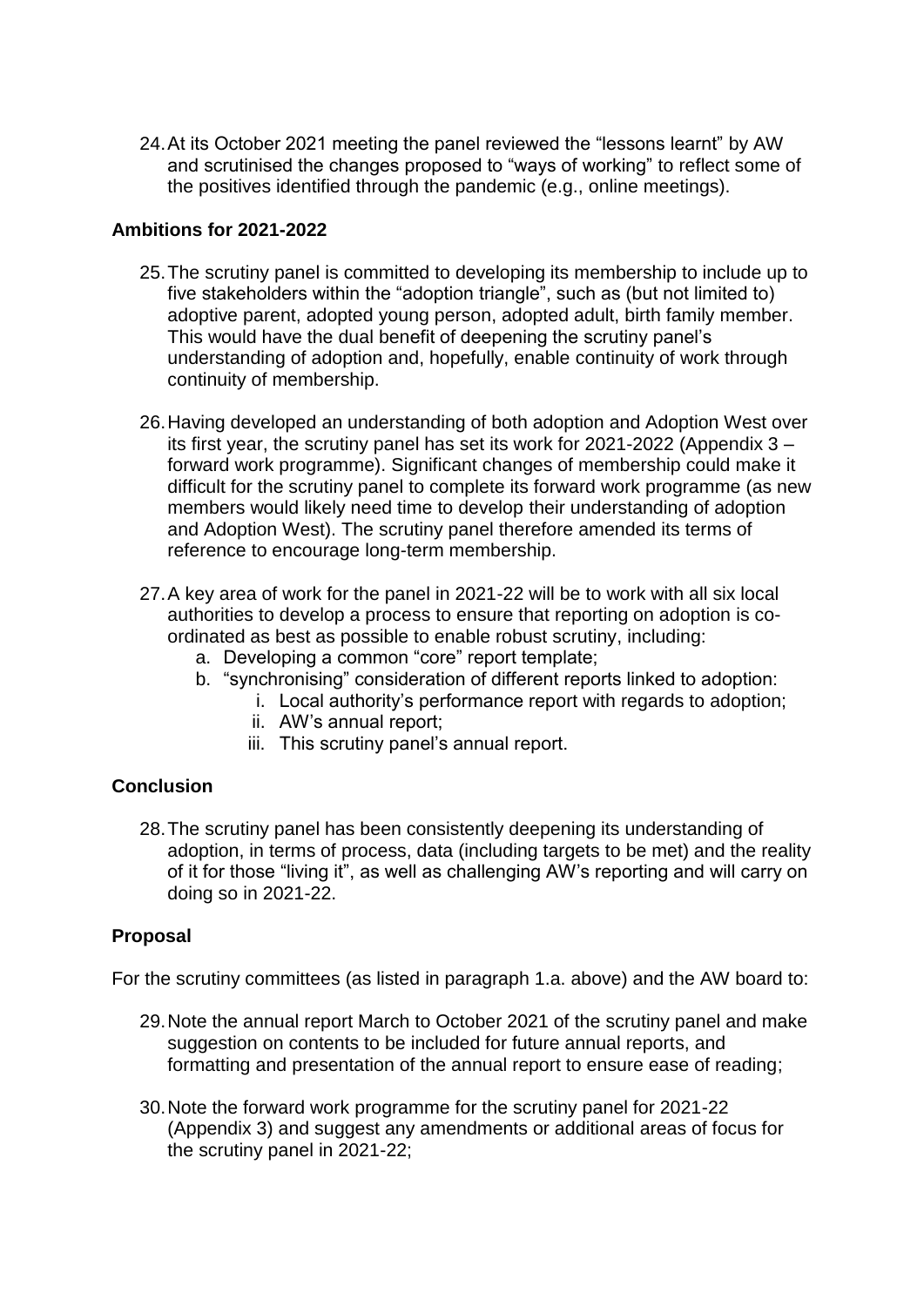24. At its October 2021 meeting the panel reviewed the "lessons learnt" by AW and scrutinised the changes proposed to "ways of working" to reflect some of the positives identified through the pandemic (e.g., online meetings).

**Ambitions for 2021-2022**

25. The scrutiny panel is committed to developing its membership to include up to five stakeholders within the "adoption triangle", such as (but not limited to) adoptive parent, adopted young person, adopted adult, birth family member. This would have the dual benefit of deepening the scrutiny panel's understanding of adoption and, hopefully, enable continuity of work through continuity of membership.

26. Having developed an understanding of both adoption and Adoption West over its first year, the scrutiny panel has set its work for 2021-2022 (Appendix 3 – forward work programme). Significant changes of membership could make it difficult for the scrutiny panel to complete its forward work programme (as new members would likely need time to develop their understanding of adoption and Adoption West). The scrutiny panel therefore amended its terms of reference to encourage long-term membership.

27. A key area of work for the panel in 2021-22 will be to work with all six local authorities to develop a process to ensure that reporting on adoption is co-ordinated as best as possible to enable robust scrutiny, including:
    a. Developing a common "core" report template;
    b. "synchronising" consideration of different reports linked to adoption:
        i. Local authority's performance report with regards to adoption;
        ii. AW's annual report;
        iii. This scrutiny panel's annual report.

**Conclusion**

28. The scrutiny panel has been consistently deepening its understanding of adoption, in terms of process, data (including targets to be met) and the reality of it for those "living it", as well as challenging AW's reporting and will carry on doing so in 2021-22.

**Proposal**

For the scrutiny committees (as listed in paragraph 1.a. above) and the AW board to:

29. Note the annual report March to October 2021 of the scrutiny panel and make suggestion on contents to be included for future annual reports, and formatting and presentation of the annual report to ensure ease of reading;

30. Note the forward work programme for the scrutiny panel for 2021-22 (Appendix 3) and suggest any amendments or additional areas of focus for the scrutiny panel in 2021-22;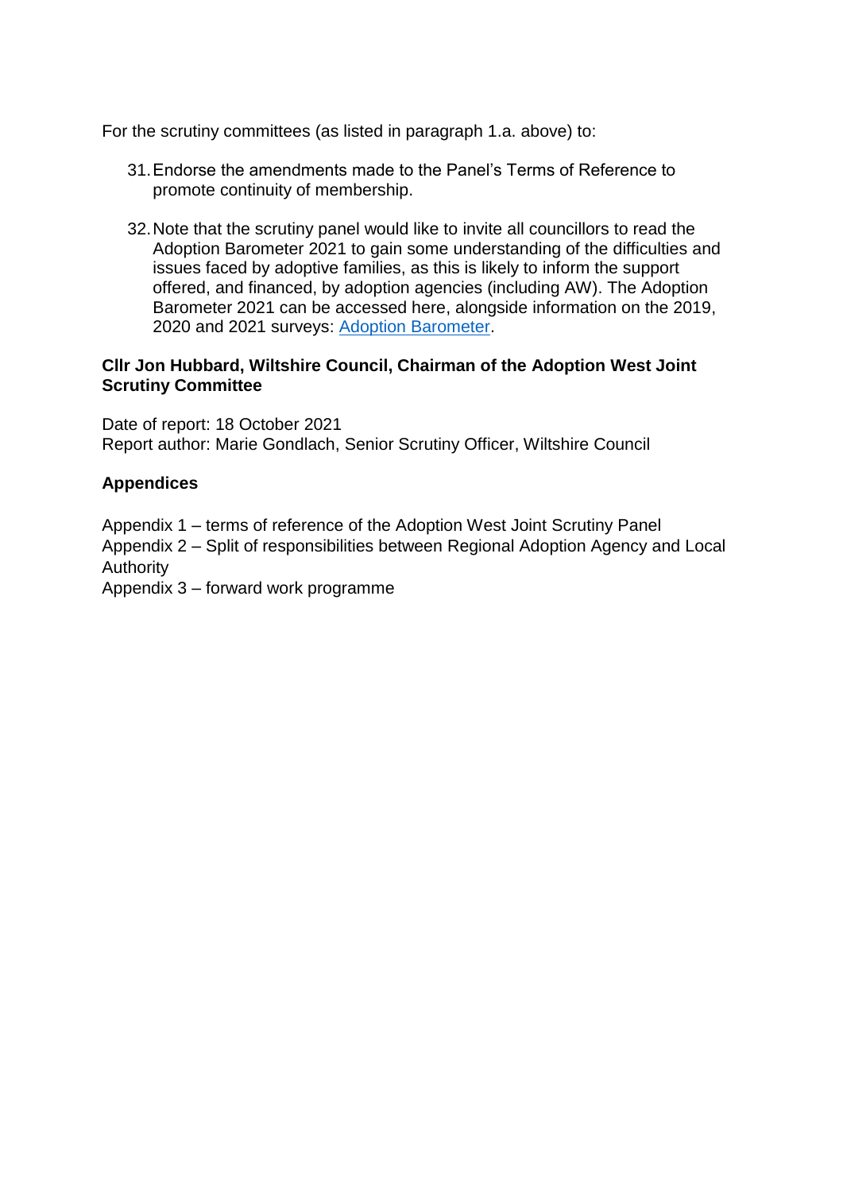For the scrutiny committees (as listed in paragraph 1.a. above) to:

31. Endorse the amendments made to the Panel's Terms of Reference to promote continuity of membership.

32. Note that the scrutiny panel would like to invite all councillors to read the Adoption Barometer 2021 to gain some understanding of the difficulties and issues faced by adoptive families, as this is likely to inform the support offered, and financed, by adoption agencies (including AW). The Adoption Barometer 2021 can be accessed here, alongside information on the 2019, 2020 and 2021 surveys: Adoption Barometer.

**Cllr Jon Hubbard, Wiltshire Council, Chairman of the Adoption West Joint Scrutiny Committee**

Date of report: 18 October 2021
Report author: Marie Gondlach, Senior Scrutiny Officer, Wiltshire Council

**Appendices**

Appendix 1 – terms of reference of the Adoption West Joint Scrutiny Panel
Appendix 2 – Split of responsibilities between Regional Adoption Agency and Local Authority
Appendix 3 – forward work programme